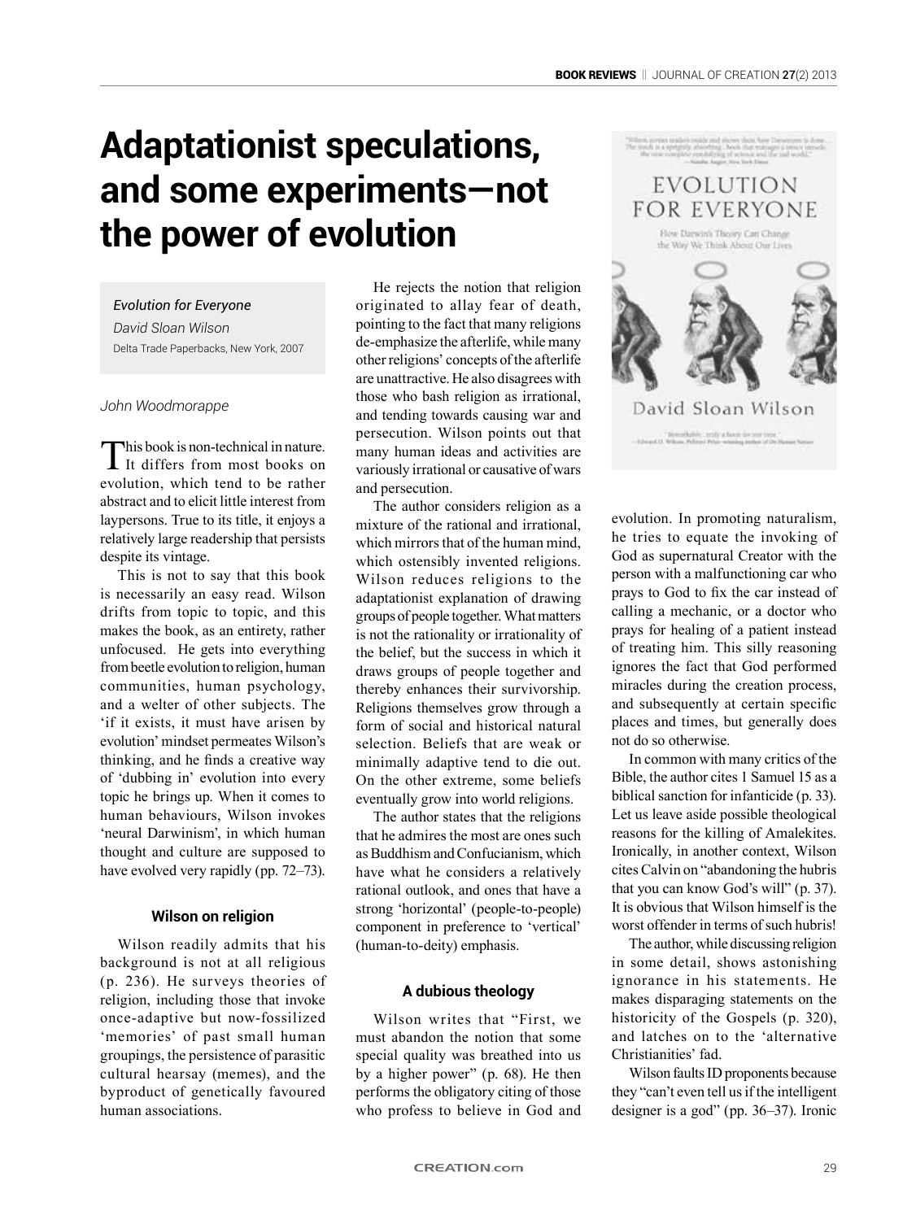# Adaptationist speculations, and some experiments—not the power of evolution

*Evolution for Everyone*

*David Sloan Wilson*

Delta Trade Paperbacks, New York, 2007

*John Woodmorappe*

This book is non-technical in nature. It differs from most books on evolution, which tend to be rather abstract and to elicit little interest from laypersons. True to its title, it enjoys a relatively large readership that persists despite its vintage.

This is not to say that this book is necessarily an easy read. Wilson drifts from topic to topic, and this makes the book, as an entirety, rather unfocused. He gets into everything from beetle evolution to religion, human communities, human psychology, and a welter of other subjects. The 'if it exists, it must have arisen by evolution' mindset permeates Wilson's thinking, and he finds a creative way of 'dubbing in' evolution into every topic he brings up. When it comes to human behaviours, Wilson invokes 'neural Darwinism', in which human thought and culture are supposed to have evolved very rapidly (pp. 72–73).

### Wilson on religion

Wilson readily admits that his background is not at all religious (p. 236). He surveys theories of religion, including those that invoke once-adaptive but now-fossilized 'memories' of past small human groupings, the persistence of parasitic cultural hearsay (memes), and the byproduct of genetically favoured human associations.

He rejects the notion that religion originated to allay fear of death, pointing to the fact that many religions de-emphasize the afterlife, while many other religions' concepts of the afterlife are unattractive. He also disagrees with those who bash religion as irrational, and tending towards causing war and persecution. Wilson points out that many human ideas and activities are variously irrational or causative of wars and persecution.

The author considers religion as a mixture of the rational and irrational, which mirrors that of the human mind, which ostensibly invented religions. Wilson reduces religions to the adaptationist explanation of drawing groups of people together. What matters is not the rationality or irrationality of the belief, but the success in which it draws groups of people together and thereby enhances their survivorship. Religions themselves grow through a form of social and historical natural selection. Beliefs that are weak or minimally adaptive tend to die out. On the other extreme, some beliefs eventually grow into world religions.

The author states that the religions that he admires the most are ones such as Buddhism and Confucianism, which have what he considers a relatively rational outlook, and ones that have a strong 'horizontal' (people-to-people) component in preference to 'vertical' (human-to-deity) emphasis.

### A dubious theology

Wilson writes that "First, we must abandon the notion that some special quality was breathed into us by a higher power" (p. 68). He then performs the obligatory citing of those who profess to believe in God and evolution. In promoting naturalism, he tries to equate the invoking of God as supernatural Creator with the person with a malfunctioning car who prays to God to fix the car instead of calling a mechanic, or a doctor who prays for healing of a patient instead of treating him. This silly reasoning ignores the fact that God performed miracles during the creation process, and subsequently at certain specific places and times, but generally does not do so otherwise.

In common with many critics of the Bible, the author cites 1 Samuel 15 as a biblical sanction for infanticide (p. 33). Let us leave aside possible theological reasons for the killing of Amalekites. Ironically, in another context, Wilson cites Calvin on "abandoning the hubris that you can know God's will" (p. 37). It is obvious that Wilson himself is the worst offender in terms of such hubris!

The author, while discussing religion in some detail, shows astonishing ignorance in his statements. He makes disparaging statements on the historicity of the Gospels (p. 320), and latches on to the 'alternative Christianities' fad.

Wilson faults ID proponents because they "can't even tell us if the intelligent designer is a god" (pp. 36–37). Ironic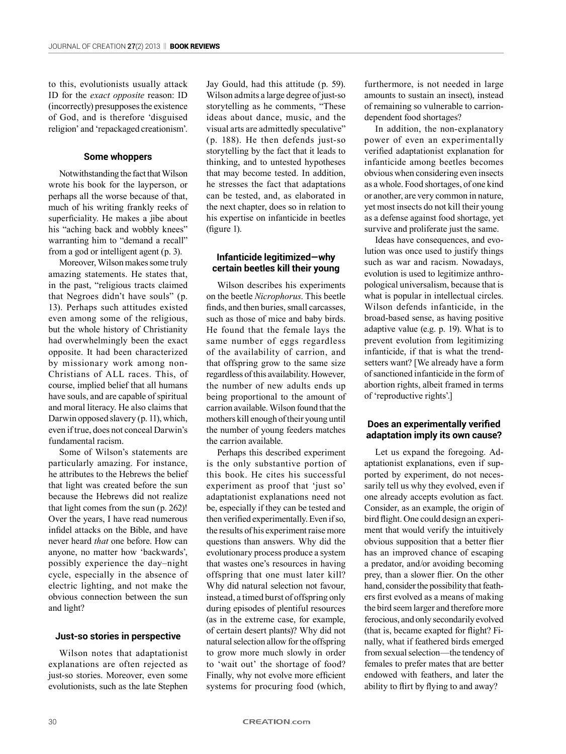to this, evolutionists usually attack ID for the *exact opposite* reason: ID (incorrectly) presupposes the existence of God, and is therefore 'disguised religion' and 'repackaged creationism'.

### Some whoppers

Notwithstanding the fact that Wilson wrote his book for the layperson, or perhaps all the worse because of that, much of his writing frankly reeks of superficiality. He makes a jibe about his "aching back and wobbly knees" warranting him to "demand a recall" from a god or intelligent agent (p. 3).

Moreover, Wilson makes some truly amazing statements. He states that, in the past, "religious tracts claimed that Negroes didn't have souls" (p. 13). Perhaps such attitudes existed even among some of the religious, but the whole history of Christianity had overwhelmingly been the exact opposite. It had been characterized by missionary work among non-Christians of ALL races. This, of course, implied belief that all humans have souls, and are capable of spiritual and moral literacy. He also claims that Darwin opposed slavery (p. 11), which, even if true, does not conceal Darwin's fundamental racism.

Some of Wilson's statements are particularly amazing. For instance, he attributes to the Hebrews the belief that light was created before the sun because the Hebrews did not realize that light comes from the sun (p. 262)! Over the years, I have read numerous infidel attacks on the Bible, and have never heard *that* one before. How can anyone, no matter how 'backwards', possibly experience the day–night cycle, especially in the absence of electric lighting, and not make the obvious connection between the sun and light?

### Just-so stories in perspective

Wilson notes that adaptationist explanations are often rejected as just-so stories. Moreover, even some evolutionists, such as the late Stephen Jay Gould, had this attitude (p. 59). Wilson admits a large degree of just-so storytelling as he comments, "These ideas about dance, music, and the visual arts are admittedly speculative" (p. 188). He then defends just-so storytelling by the fact that it leads to thinking, and to untested hypotheses that may become tested. In addition, he stresses the fact that adaptations can be tested, and, as elaborated in the next chapter, does so in relation to his expertise on infanticide in beetles (figure 1).

### Infanticide legitimized—why certain beetles kill their young

Wilson describes his experiments on the beetle *Nicrophorus*. This beetle finds, and then buries, small carcasses, such as those of mice and baby birds. He found that the female lays the same number of eggs regardless of the availability of carrion, and that offspring grow to the same size regardless of this availability. However, the number of new adults ends up being proportional to the amount of carrion available. Wilson found that the mothers kill enough of their young until the number of young feeders matches the carrion available.

Perhaps this described experiment is the only substantive portion of this book. He cites his successful experiment as proof that 'just so' adaptationist explanations need not be, especially if they can be tested and then verified experimentally. Even if so, the results of his experiment raise more questions than answers. Why did the evolutionary process produce a system that wastes one's resources in having offspring that one must later kill? Why did natural selection not favour, instead, a timed burst of offspring only during episodes of plentiful resources (as in the extreme case, for example, of certain desert plants)? Why did not natural selection allow for the offspring to grow more much slowly in order to 'wait out' the shortage of food? Finally, why not evolve more efficient systems for procuring food (which, furthermore, is not needed in large amounts to sustain an insect), instead of remaining so vulnerable to carrion-dependent food shortages?

In addition, the non-explanatory power of even an experimentally verified adaptationist explanation for infanticide among beetles becomes obvious when considering even insects as a whole. Food shortages, of one kind or another, are very common in nature, yet most insects do not kill their young as a defense against food shortage, yet survive and proliferate just the same.

Ideas have consequences, and evolution was once used to justify things such as war and racism. Nowadays, evolution is used to legitimize anthropological universalism, because that is what is popular in intellectual circles. Wilson defends infanticide, in the broad-based sense, as having positive adaptive value (e.g. p. 19). What is to prevent evolution from legitimizing infanticide, if that is what the trend-setters want? [We already have a form of sanctioned infanticide in the form of abortion rights, albeit framed in terms of 'reproductive rights'.]

### Does an experimentally verified adaptation imply its own cause?

Let us expand the foregoing. Adaptationist explanations, even if supported by experiment, do not necessarily tell us why they evolved, even if one already accepts evolution as fact. Consider, as an example, the origin of bird flight. One could design an experiment that would verify the intuitively obvious supposition that a better flier has an improved chance of escaping a predator, and/or avoiding becoming prey, than a slower flier. On the other hand, consider the possibility that feathers first evolved as a means of making the bird seem larger and therefore more ferocious, and only secondarily evolved (that is, became exapted for flight? Finally, what if feathered birds emerged from sexual selection—the tendency of females to prefer mates that are better endowed with feathers, and later the ability to flirt by flying to and away?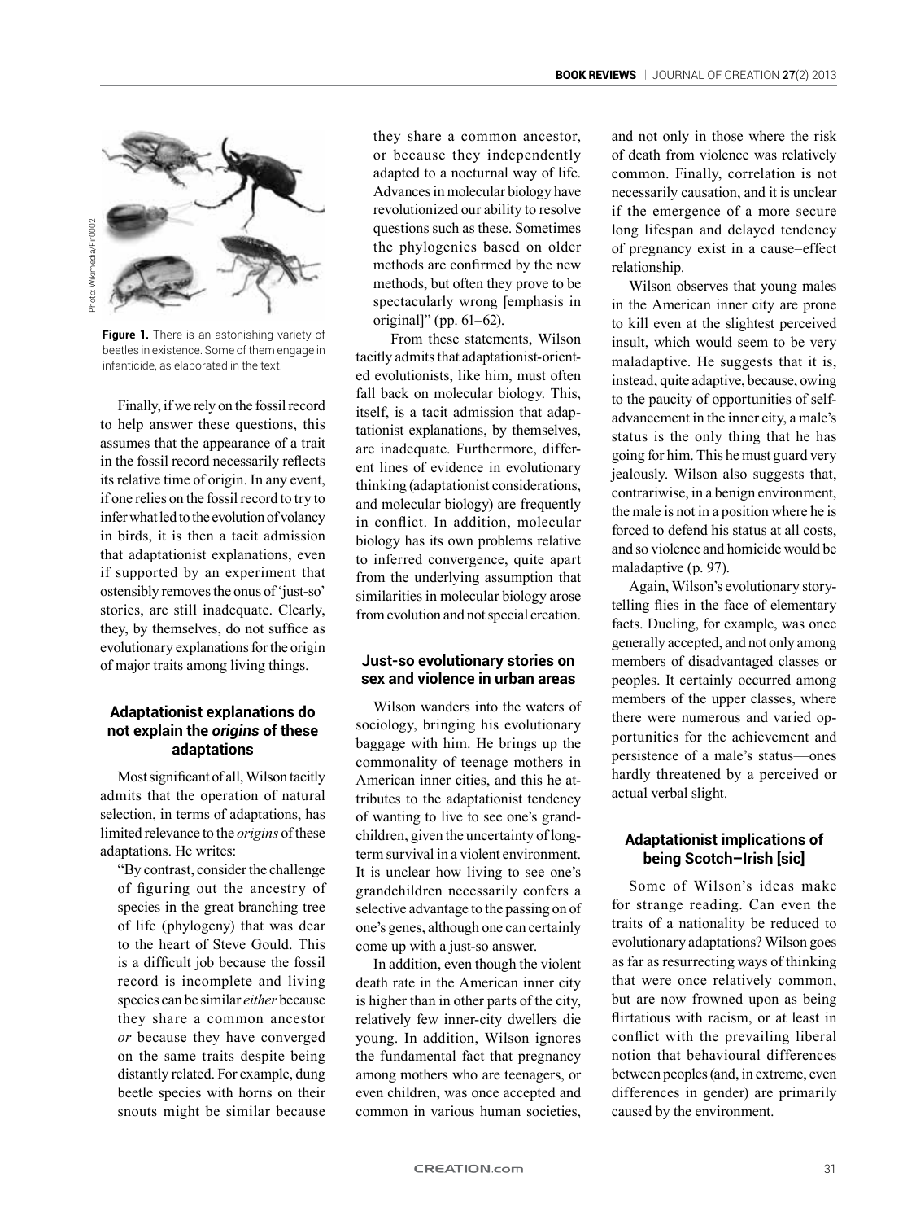**Figure 1.** There is an astonishing variety of beetles in existence. Some of them engage in infanticide, as elaborated in the text.

Finally, if we rely on the fossil record to help answer these questions, this assumes that the appearance of a trait in the fossil record necessarily reflects its relative time of origin. In any event, if one relies on the fossil record to try to infer what led to the evolution of volancy in birds, it is then a tacit admission that adaptationist explanations, even if supported by an experiment that ostensibly removes the onus of 'just-so' stories, are still inadequate. Clearly, they, by themselves, do not suffice as evolutionary explanations for the origin of major traits among living things.

### Adaptationist explanations do not explain the *origins* of these adaptations

Most significant of all, Wilson tacitly admits that the operation of natural selection, in terms of adaptations, has limited relevance to the *origins* of these adaptations. He writes:

> "By contrast, consider the challenge of figuring out the ancestry of species in the great branching tree of life (phylogeny) that was dear to the heart of Steve Gould. This is a difficult job because the fossil record is incomplete and living species can be similar *either* because they share a common ancestor *or* because they have converged on the same traits despite being distantly related. For example, dung beetle species with horns on their snouts might be similar because they share a common ancestor, or because they independently adapted to a nocturnal way of life. Advances in molecular biology have revolutionized our ability to resolve questions such as these. Sometimes the phylogenies based on older methods are confirmed by the new methods, but often they prove to be spectacularly wrong [emphasis in original]" (pp. 61–62).

From these statements, Wilson tacitly admits that adaptationist-oriented evolutionists, like him, must often fall back on molecular biology. This, itself, is a tacit admission that adaptationist explanations, by themselves, are inadequate. Furthermore, different lines of evidence in evolutionary thinking (adaptationist considerations, and molecular biology) are frequently in conflict. In addition, molecular biology has its own problems relative to inferred convergence, quite apart from the underlying assumption that similarities in molecular biology arose from evolution and not special creation.

### Just-so evolutionary stories on sex and violence in urban areas

Wilson wanders into the waters of sociology, bringing his evolutionary baggage with him. He brings up the commonality of teenage mothers in American inner cities, and this he attributes to the adaptationist tendency of wanting to live to see one's grandchildren, given the uncertainty of long-term survival in a violent environment. It is unclear how living to see one's grandchildren necessarily confers a selective advantage to the passing on of one's genes, although one can certainly come up with a just-so answer.

In addition, even though the violent death rate in the American inner city is higher than in other parts of the city, relatively few inner-city dwellers die young. In addition, Wilson ignores the fundamental fact that pregnancy among mothers who are teenagers, or even children, was once accepted and common in various human societies, and not only in those where the risk of death from violence was relatively common. Finally, correlation is not necessarily causation, and it is unclear if the emergence of a more secure long lifespan and delayed tendency of pregnancy exist in a cause–effect relationship.

Wilson observes that young males in the American inner city are prone to kill even at the slightest perceived insult, which would seem to be very maladaptive. He suggests that it is, instead, quite adaptive, because, owing to the paucity of opportunities of self-advancement in the inner city, a male's status is the only thing that he has going for him. This he must guard very jealously. Wilson also suggests that, contrariwise, in a benign environment, the male is not in a position where he is forced to defend his status at all costs, and so violence and homicide would be maladaptive (p. 97).

Again, Wilson's evolutionary story-telling flies in the face of elementary facts. Dueling, for example, was once generally accepted, and not only among members of disadvantaged classes or peoples. It certainly occurred among members of the upper classes, where there were numerous and varied opportunities for the achievement and persistence of a male's status—ones hardly threatened by a perceived or actual verbal slight.

### Adaptationist implications of being Scotch–Irish [sic]

Some of Wilson's ideas make for strange reading. Can even the traits of a nationality be reduced to evolutionary adaptations? Wilson goes as far as resurrecting ways of thinking that were once relatively common, but are now frowned upon as being flirtatious with racism, or at least in conflict with the prevailing liberal notion that behavioural differences between peoples (and, in extreme, even differences in gender) are primarily caused by the environment.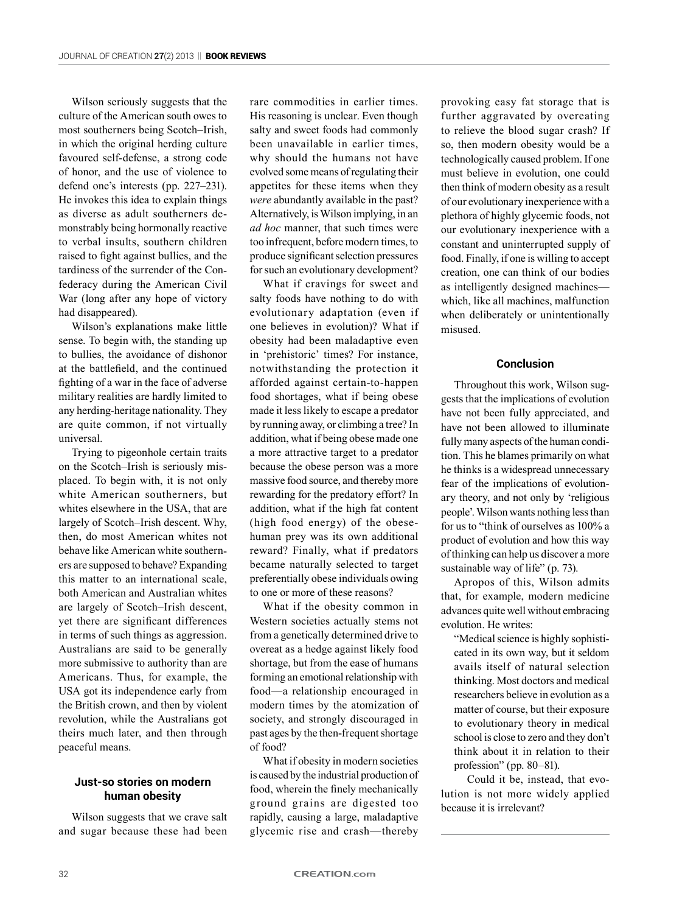Wilson seriously suggests that the culture of the American south owes to most southerners being Scotch–Irish, in which the original herding culture favoured self-defense, a strong code of honor, and the use of violence to defend one's interests (pp. 227–231). He invokes this idea to explain things as diverse as adult southerners demonstrably being hormonally reactive to verbal insults, southern children raised to fight against bullies, and the tardiness of the surrender of the Confederacy during the American Civil War (long after any hope of victory had disappeared).

Wilson's explanations make little sense. To begin with, the standing up to bullies, the avoidance of dishonor at the battlefield, and the continued fighting of a war in the face of adverse military realities are hardly limited to any herding-heritage nationality. They are quite common, if not virtually universal.

Trying to pigeonhole certain traits on the Scotch–Irish is seriously misplaced. To begin with, it is not only white American southerners, but whites elsewhere in the USA, that are largely of Scotch–Irish descent. Why, then, do most American whites not behave like American white southerners are supposed to behave? Expanding this matter to an international scale, both American and Australian whites are largely of Scotch–Irish descent, yet there are significant differences in terms of such things as aggression. Australians are said to be generally more submissive to authority than are Americans. Thus, for example, the USA got its independence early from the British crown, and then by violent revolution, while the Australians got theirs much later, and then through peaceful means.

## Just-so stories on modern human obesity

Wilson suggests that we crave salt and sugar because these had been rare commodities in earlier times. His reasoning is unclear. Even though salty and sweet foods had commonly been unavailable in earlier times, why should the humans not have evolved some means of regulating their appetites for these items when they *were* abundantly available in the past? Alternatively, is Wilson implying, in an *ad hoc* manner, that such times were too infrequent, before modern times, to produce significant selection pressures for such an evolutionary development?

What if cravings for sweet and salty foods have nothing to do with evolutionary adaptation (even if one believes in evolution)? What if obesity had been maladaptive even in 'prehistoric' times? For instance, notwithstanding the protection it afforded against certain-to-happen food shortages, what if being obese made it less likely to escape a predator by running away, or climbing a tree? In addition, what if being obese made one a more attractive target to a predator because the obese person was a more massive food source, and thereby more rewarding for the predatory effort? In addition, what if the high fat content (high food energy) of the obese-human prey was its own additional reward? Finally, what if predators became naturally selected to target preferentially obese individuals owing to one or more of these reasons?

What if the obesity common in Western societies actually stems not from a genetically determined drive to overeat as a hedge against likely food shortage, but from the ease of humans forming an emotional relationship with food—a relationship encouraged in modern times by the atomization of society, and strongly discouraged in past ages by the then-frequent shortage of food?

What if obesity in modern societies is caused by the industrial production of food, wherein the finely mechanically ground grains are digested too rapidly, causing a large, maladaptive glycemic rise and crash—thereby provoking easy fat storage that is further aggravated by overeating to relieve the blood sugar crash? If so, then modern obesity would be a technologically caused problem. If one must believe in evolution, one could then think of modern obesity as a result of our evolutionary inexperience with a plethora of highly glycemic foods, not our evolutionary inexperience with a constant and uninterrupted supply of food. Finally, if one is willing to accept creation, one can think of our bodies as intelligently designed machines—which, like all machines, malfunction when deliberately or unintentionally misused.

## Conclusion

Throughout this work, Wilson suggests that the implications of evolution have not been fully appreciated, and have not been allowed to illuminate fully many aspects of the human condition. This he blames primarily on what he thinks is a widespread unnecessary fear of the implications of evolutionary theory, and not only by 'religious people'. Wilson wants nothing less than for us to "think of ourselves as 100% a product of evolution and how this way of thinking can help us discover a more sustainable way of life" (p. 73).

Apropos of this, Wilson admits that, for example, modern medicine advances quite well without embracing evolution. He writes:

> "Medical science is highly sophisticated in its own way, but it seldom avails itself of natural selection thinking. Most doctors and medical researchers believe in evolution as a matter of course, but their exposure to evolutionary theory in medical school is close to zero and they don't think about it in relation to their profession" (pp. 80–81).

Could it be, instead, that evolution is not more widely applied because it is irrelevant?